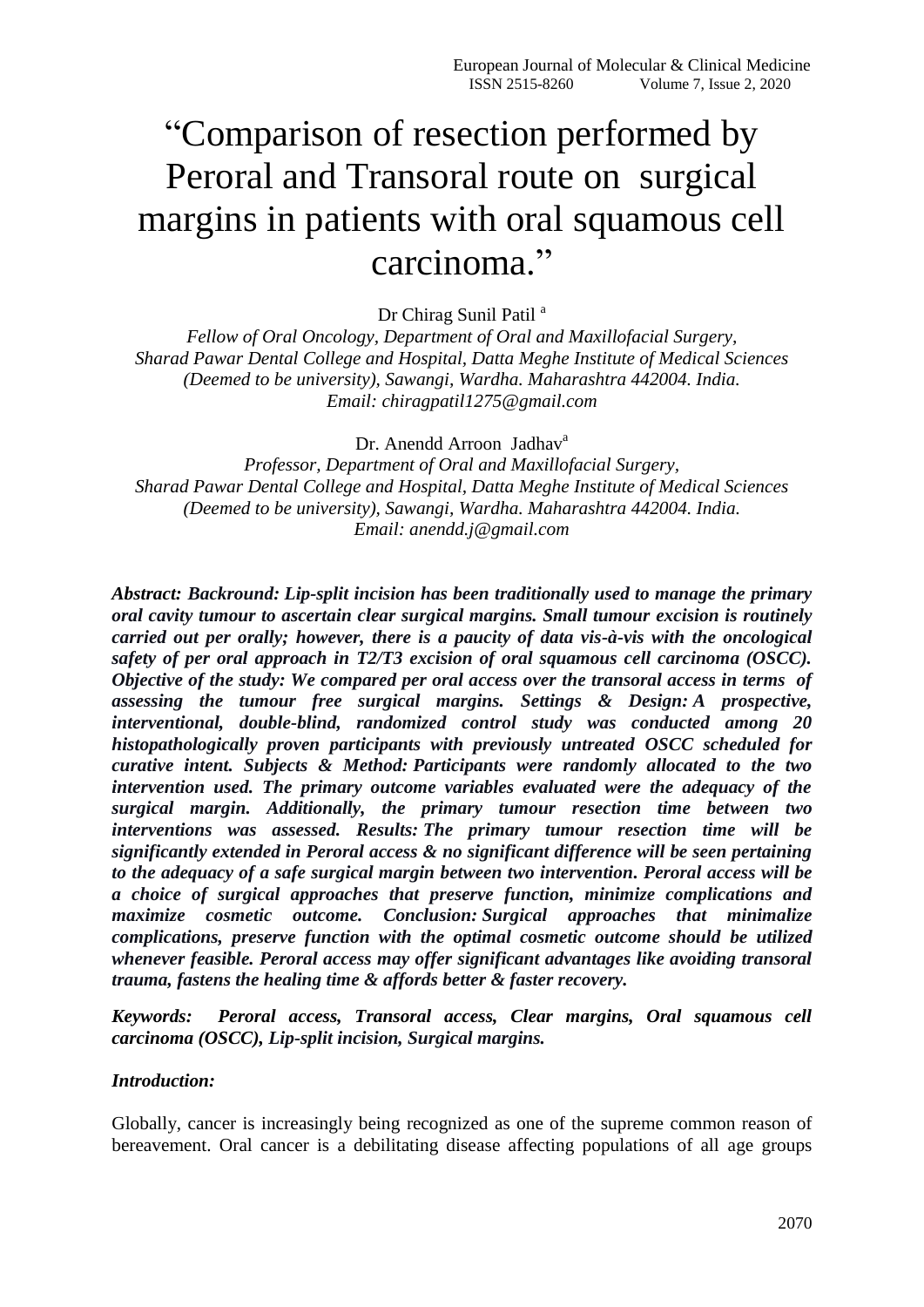# "Comparison of resection performed by Peroral and Transoral route on surgical margins in patients with oral squamous cell carcinoma."

Dr Chirag Sunil Patil [a]

*Fellow of Oral Oncology, Department of Oral and Maxillofacial Surgery, Sharad Pawar Dental College and Hospital, Datta Meghe Institute of Medical Sciences (Deemed to be university), Sawangi, Wardha. Maharashtra 442004. India. Email: chiragpatil1275@gmail.com*

Dr. Anendd Arroon Jadhav[a]

*Professor, Department of Oral and Maxillofacial Surgery, Sharad Pawar Dental College and Hospital, Datta Meghe Institute of Medical Sciences (Deemed to be university), Sawangi, Wardha. Maharashtra 442004. India. Email: anendd.j@gmail.com*

***Abstract: Backround: Lip-split incision has been traditionally used to manage the primary oral cavity tumour to ascertain clear surgical margins. Small tumour excision is routinely carried out per orally; however, there is a paucity of data vis-à-vis with the oncological safety of per oral approach in T2/T3 excision of oral squamous cell carcinoma (OSCC). Objective of the study: We compared per oral access over the transoral access in terms of assessing the tumour free surgical margins. Settings & Design: A prospective, interventional, double-blind, randomized control study was conducted among 20 histopathologically proven participants with previously untreated OSCC scheduled for curative intent. Subjects & Method: Participants were randomly allocated to the two intervention used. The primary outcome variables evaluated were the adequacy of the surgical margin. Additionally, the primary tumour resection time between two interventions was assessed. Results: The primary tumour resection time will be significantly extended in Peroral access & no significant difference will be seen pertaining to the adequacy of a safe surgical margin between two intervention. Peroral access will be a choice of surgical approaches that preserve function, minimize complications and maximize cosmetic outcome. Conclusion: Surgical approaches that minimalize complications, preserve function with the optimal cosmetic outcome should be utilized whenever feasible. Peroral access may offer significant advantages like avoiding transoral trauma, fastens the healing time & affords better & faster recovery.***

***Keywords: Peroral access, Transoral access, Clear margins, Oral squamous cell carcinoma (OSCC), Lip-split incision, Surgical margins.***

***Introduction:***

Globally, cancer is increasingly being recognized as one of the supreme common reason of bereavement. Oral cancer is a debilitating disease affecting populations of all age groups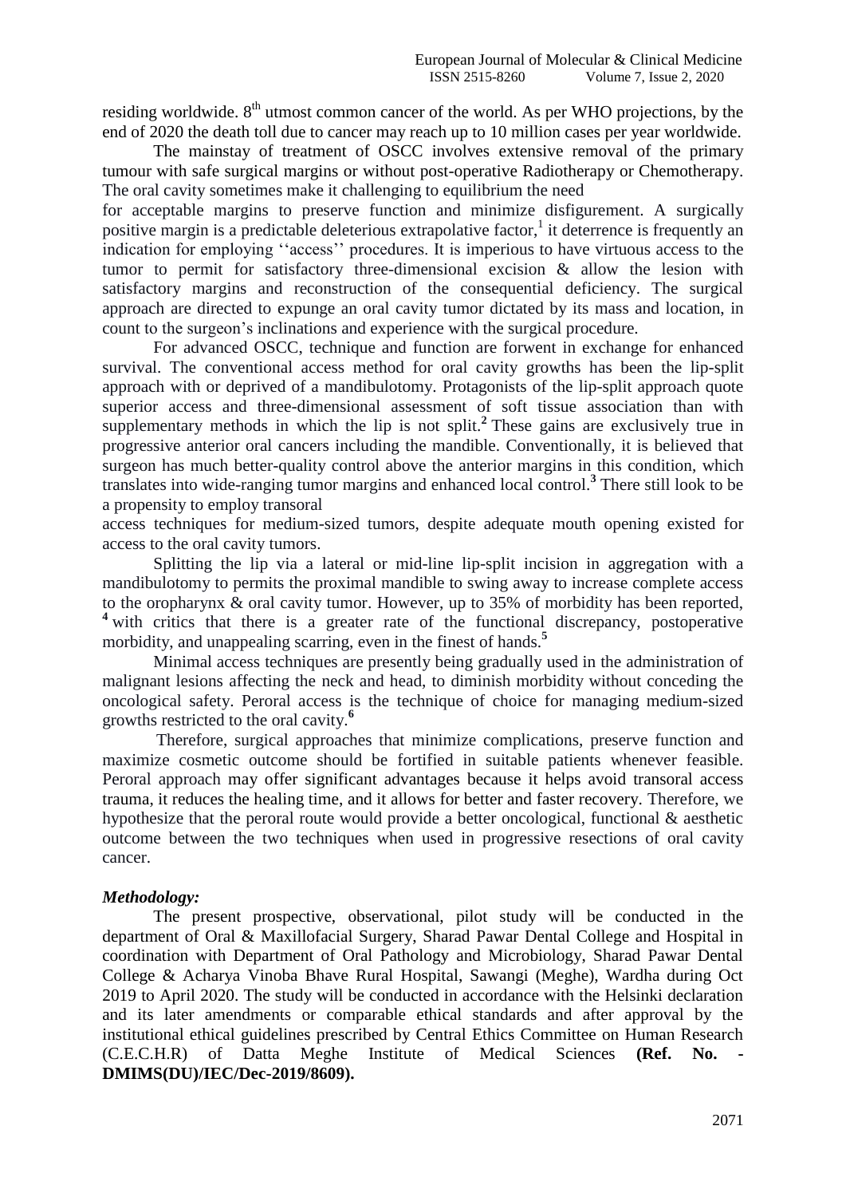residing worldwide. 8th utmost common cancer of the world. As per WHO projections, by the end of 2020 the death toll due to cancer may reach up to 10 million cases per year worldwide.

The mainstay of treatment of OSCC involves extensive removal of the primary tumour with safe surgical margins or without post-operative Radiotherapy or Chemotherapy. The oral cavity sometimes make it challenging to equilibrium the need for acceptable margins to preserve function and minimize disfigurement. A surgically positive margin is a predictable deleterious extrapolative factor,[1] it deterrence is frequently an indication for employing ''access'' procedures. It is imperious to have virtuous access to the tumor to permit for satisfactory three-dimensional excision & allow the lesion with satisfactory margins and reconstruction of the consequential deficiency. The surgical approach are directed to expunge an oral cavity tumor dictated by its mass and location, in count to the surgeon's inclinations and experience with the surgical procedure.

For advanced OSCC, technique and function are forwent in exchange for enhanced survival. The conventional access method for oral cavity growths has been the lip-split approach with or deprived of a mandibulotomy. Protagonists of the lip-split approach quote superior access and three-dimensional assessment of soft tissue association than with supplementary methods in which the lip is not split.[2] These gains are exclusively true in progressive anterior oral cancers including the mandible. Conventionally, it is believed that surgeon has much better-quality control above the anterior margins in this condition, which translates into wide-ranging tumor margins and enhanced local control.[3] There still look to be a propensity to employ transoral access techniques for medium-sized tumors, despite adequate mouth opening existed for access to the oral cavity tumors.

Splitting the lip via a lateral or mid-line lip-split incision in aggregation with a mandibulotomy to permits the proximal mandible to swing away to increase complete access to the oropharynx & oral cavity tumor. However, up to 35% of morbidity has been reported,[4] with critics that there is a greater rate of the functional discrepancy, postoperative morbidity, and unappealing scarring, even in the finest of hands.[5]

Minimal access techniques are presently being gradually used in the administration of malignant lesions affecting the neck and head, to diminish morbidity without conceding the oncological safety. Peroral access is the technique of choice for managing medium-sized growths restricted to the oral cavity.[6]

Therefore, surgical approaches that minimize complications, preserve function and maximize cosmetic outcome should be fortified in suitable patients whenever feasible. Peroral approach may offer significant advantages because it helps avoid transoral access trauma, it reduces the healing time, and it allows for better and faster recovery. Therefore, we hypothesize that the peroral route would provide a better oncological, functional & aesthetic outcome between the two techniques when used in progressive resections of oral cavity cancer.

### *Methodology:*

The present prospective, observational, pilot study will be conducted in the department of Oral & Maxillofacial Surgery, Sharad Pawar Dental College and Hospital in coordination with Department of Oral Pathology and Microbiology, Sharad Pawar Dental College & Acharya Vinoba Bhave Rural Hospital, Sawangi (Meghe), Wardha during Oct 2019 to April 2020. The study will be conducted in accordance with the Helsinki declaration and its later amendments or comparable ethical standards and after approval by the institutional ethical guidelines prescribed by Central Ethics Committee on Human Research (C.E.C.H.R) of Datta Meghe Institute of Medical Sciences **(Ref. No. - DMIMS(DU)/IEC/Dec-2019/8609).**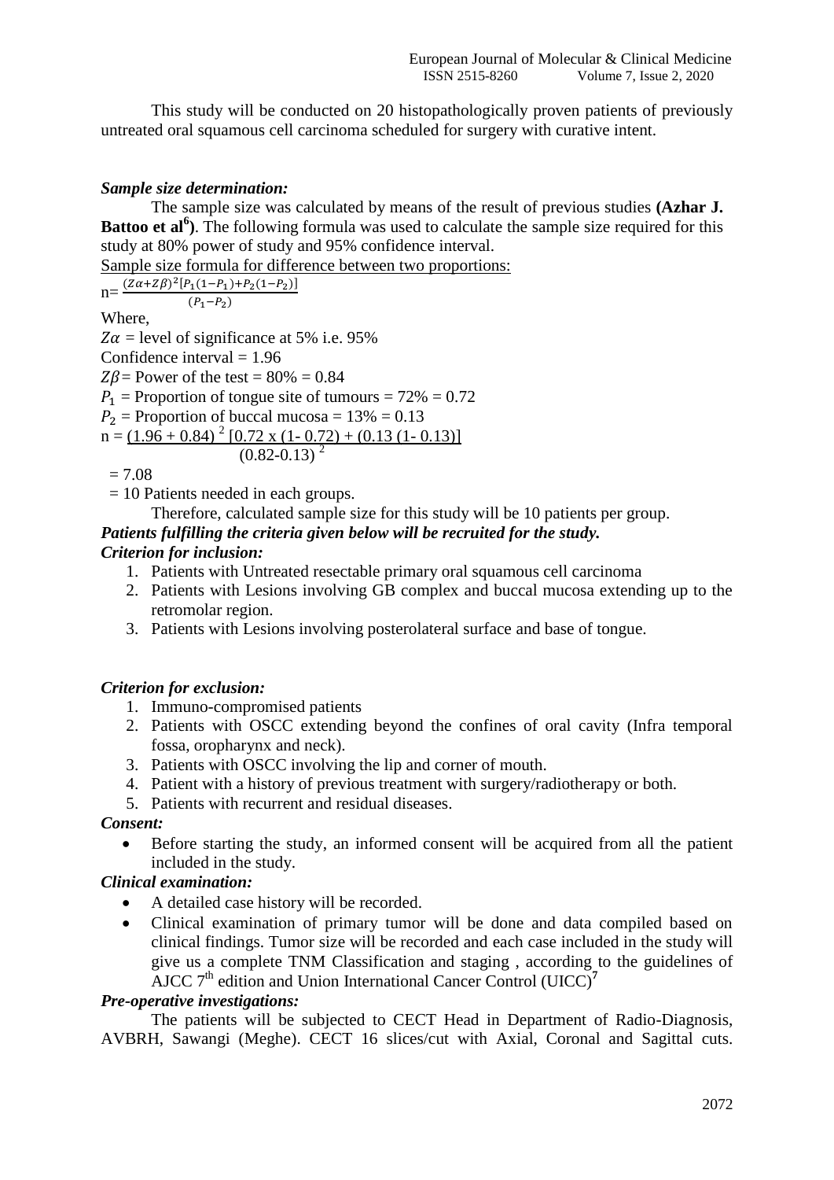This study will be conducted on 20 histopathologically proven patients of previously untreated oral squamous cell carcinoma scheduled for surgery with curative intent.

***Sample size determination:***

The sample size was calculated by means of the result of previous studies **(Azhar J. Battoo et al[6])**. The following formula was used to calculate the sample size required for this study at 80% power of study and 95% confidence interval.

Sample size formula for difference between two proportions:

$$n = \frac{(Z\alpha + Z\beta)^2 [P_1(1-P_1) + P_2(1-P_2)]}{(P_1 - P_2)}$$

Where,

$Z\alpha$ = level of significance at 5% i.e. 95%

Confidence interval = 1.96

$Z\beta$ = Power of the test = 80% = 0.84

$P_1$ = Proportion of tongue site of tumours = 72% = 0.72

$P_2$ = Proportion of buccal mucosa = 13% = 0.13

$$n = \frac{(1.96 + 0.84)^2 [0.72 \times (1 - 0.72) + (0.13 (1 - 0.13)]}{(0.82 - 0.13)^2}$$

= 7.08

= 10 Patients needed in each groups.

Therefore, calculated sample size for this study will be 10 patients per group.

***Patients fulfilling the criteria given below will be recruited for the study.***

***Criterion for inclusion:***

1. Patients with Untreated resectable primary oral squamous cell carcinoma
2. Patients with Lesions involving GB complex and buccal mucosa extending up to the retromolar region.
3. Patients with Lesions involving posterolateral surface and base of tongue.

***Criterion for exclusion:***

1. Immuno-compromised patients
2. Patients with OSCC extending beyond the confines of oral cavity (Infra temporal fossa, oropharynx and neck).
3. Patients with OSCC involving the lip and corner of mouth.
4. Patient with a history of previous treatment with surgery/radiotherapy or both.
5. Patients with recurrent and residual diseases.

***Consent:***

- Before starting the study, an informed consent will be acquired from all the patient included in the study.

***Clinical examination:***

- A detailed case history will be recorded.
- Clinical examination of primary tumor will be done and data compiled based on clinical findings. Tumor size will be recorded and each case included in the study will give us a complete TNM Classification and staging , according to the guidelines of AJCC 7th edition and Union International Cancer Control (UICC)[7]

***Pre-operative investigations:***

The patients will be subjected to CECT Head in Department of Radio-Diagnosis, AVBRH, Sawangi (Meghe). CECT 16 slices/cut with Axial, Coronal and Sagittal cuts.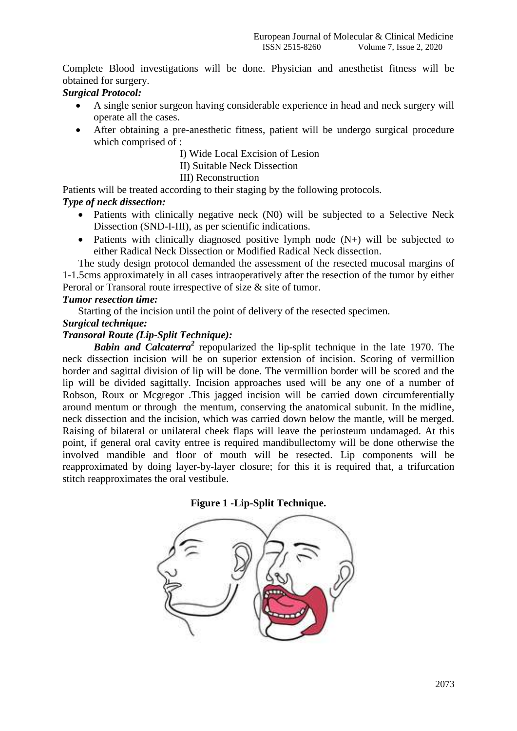Complete Blood investigations will be done. Physician and anesthetist fitness will be obtained for surgery.

***Surgical Protocol:***

- A single senior surgeon having considerable experience in head and neck surgery will operate all the cases.
- After obtaining a pre-anesthetic fitness, patient will be undergo surgical procedure which comprised of :

  I) Wide Local Excision of Lesion

  II) Suitable Neck Dissection

  III) Reconstruction

Patients will be treated according to their staging by the following protocols.

***Type of neck dissection:***

- Patients with clinically negative neck (N0) will be subjected to a Selective Neck Dissection (SND-I-III), as per scientific indications.
- Patients with clinically diagnosed positive lymph node (N+) will be subjected to either Radical Neck Dissection or Modified Radical Neck dissection.

The study design protocol demanded the assessment of the resected mucosal margins of 1-1.5cms approximately in all cases intraoperatively after the resection of the tumor by either Peroral or Transoral route irrespective of size & site of tumor.

***Tumor resection time:***

Starting of the incision until the point of delivery of the resected specimen.

***Surgical technique:***

***Transoral Route (Lip-Split Technique):***

***Babin and Calcaterra***[2] repopularized the lip-split technique in the late 1970. The neck dissection incision will be on superior extension of incision. Scoring of vermillion border and sagittal division of lip will be done. The vermillion border will be scored and the lip will be divided sagittally. Incision approaches used will be any one of a number of Robson, Roux or Mcgregor .This jagged incision will be carried down circumferentially around mentum or through the mentum, conserving the anatomical subunit. In the midline, neck dissection and the incision, which was carried down below the mantle, will be merged. Raising of bilateral or unilateral cheek flaps will leave the periosteum undamaged. At this point, if general oral cavity entree is required mandibullectomy will be done otherwise the involved mandible and floor of mouth will be resected. Lip components will be reapproximated by doing layer-by-layer closure; for this it is required that, a trifurcation stitch reapproximates the oral vestibule.

**Figure 1 -Lip-Split Technique.**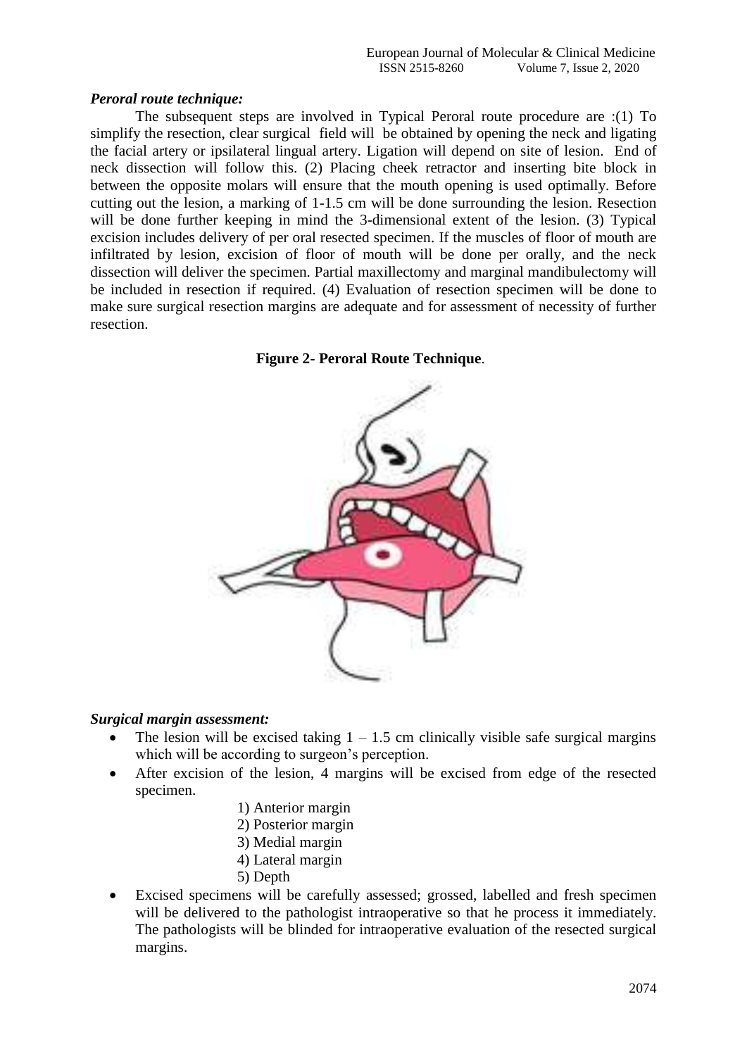***Peroral route technique:***

The subsequent steps are involved in Typical Peroral route procedure are :(1) To simplify the resection, clear surgical field will be obtained by opening the neck and ligating the facial artery or ipsilateral lingual artery. Ligation will depend on site of lesion. End of neck dissection will follow this. (2) Placing cheek retractor and inserting bite block in between the opposite molars will ensure that the mouth opening is used optimally. Before cutting out the lesion, a marking of 1-1.5 cm will be done surrounding the lesion. Resection will be done further keeping in mind the 3-dimensional extent of the lesion. (3) Typical excision includes delivery of per oral resected specimen. If the muscles of floor of mouth are infiltrated by lesion, excision of floor of mouth will be done per orally, and the neck dissection will deliver the specimen. Partial maxillectomy and marginal mandibulectomy will be included in resection if required. (4) Evaluation of resection specimen will be done to make sure surgical resection margins are adequate and for assessment of necessity of further resection.

**Figure 2- Peroral Route Technique**.

***Surgical margin assessment:***

- The lesion will be excised taking 1 – 1.5 cm clinically visible safe surgical margins which will be according to surgeon's perception.
- After excision of the lesion, 4 margins will be excised from edge of the resected specimen.
  1) Anterior margin
  2) Posterior margin
  3) Medial margin
  4) Lateral margin
  5) Depth
- Excised specimens will be carefully assessed; grossed, labelled and fresh specimen will be delivered to the pathologist intraoperative so that he process it immediately. The pathologists will be blinded for intraoperative evaluation of the resected surgical margins.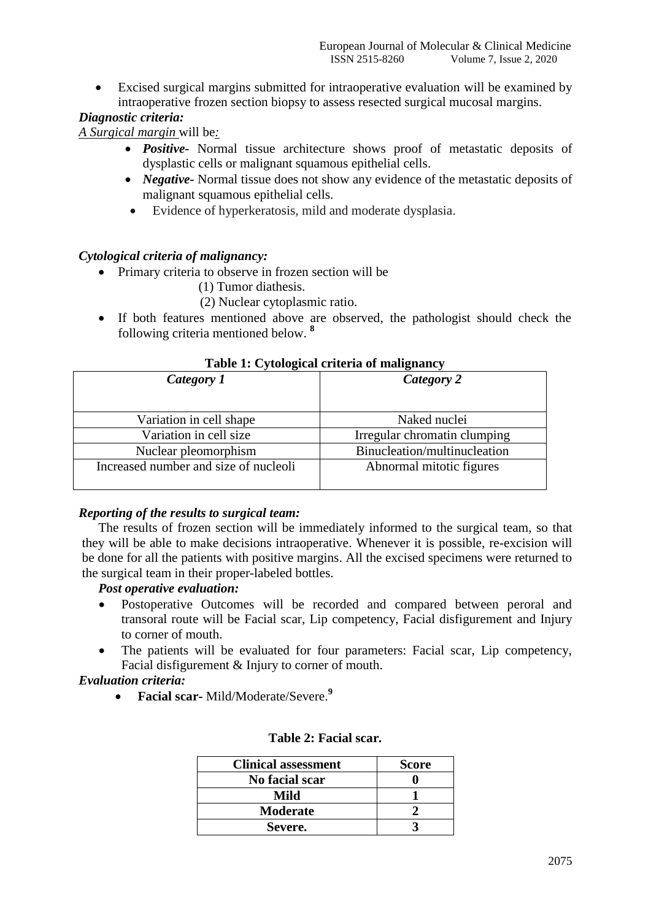- Excised surgical margins submitted for intraoperative evaluation will be examined by intraoperative frozen section biopsy to assess resected surgical mucosal margins.

***Diagnostic criteria:***

*A Surgical margin* will be*:*

- ***Positive-*** Normal tissue architecture shows proof of metastatic deposits of dysplastic cells or malignant squamous epithelial cells.
- ***Negative-*** Normal tissue does not show any evidence of the metastatic deposits of malignant squamous epithelial cells.
- Evidence of hyperkeratosis, mild and moderate dysplasia.

***Cytological criteria of malignancy:***

- Primary criteria to observe in frozen section will be
  (1) Tumor diathesis.
  (2) Nuclear cytoplasmic ratio.
- If both features mentioned above are observed, the pathologist should check the following criteria mentioned below.[8]

**Table 1: Cytological criteria of malignancy**

| *Category 1* | *Category 2* |
|---|---|
| Variation in cell shape | Naked nuclei |
| Variation in cell size | Irregular chromatin clumping |
| Nuclear pleomorphism | Binucleation/multinucleation |
| Increased number and size of nucleoli | Abnormal mitotic figures |

***Reporting of the results to surgical team:***

The results of frozen section will be immediately informed to the surgical team, so that they will be able to make decisions intraoperative. Whenever it is possible, re-excision will be done for all the patients with positive margins. All the excised specimens were returned to the surgical team in their proper-labeled bottles.

***Post operative evaluation:***

- Postoperative Outcomes will be recorded and compared between peroral and transoral route will be Facial scar, Lip competency, Facial disfigurement and Injury to corner of mouth.
- The patients will be evaluated for four parameters: Facial scar, Lip competency, Facial disfigurement & Injury to corner of mouth.

***Evaluation criteria:***

- **Facial scar-** Mild/Moderate/Severe.[9]

**Table 2: Facial scar.**

| Clinical assessment | Score |
|---|---|
| **No facial scar** | **0** |
| **Mild** | **1** |
| **Moderate** | **2** |
| **Severe.** | **3** |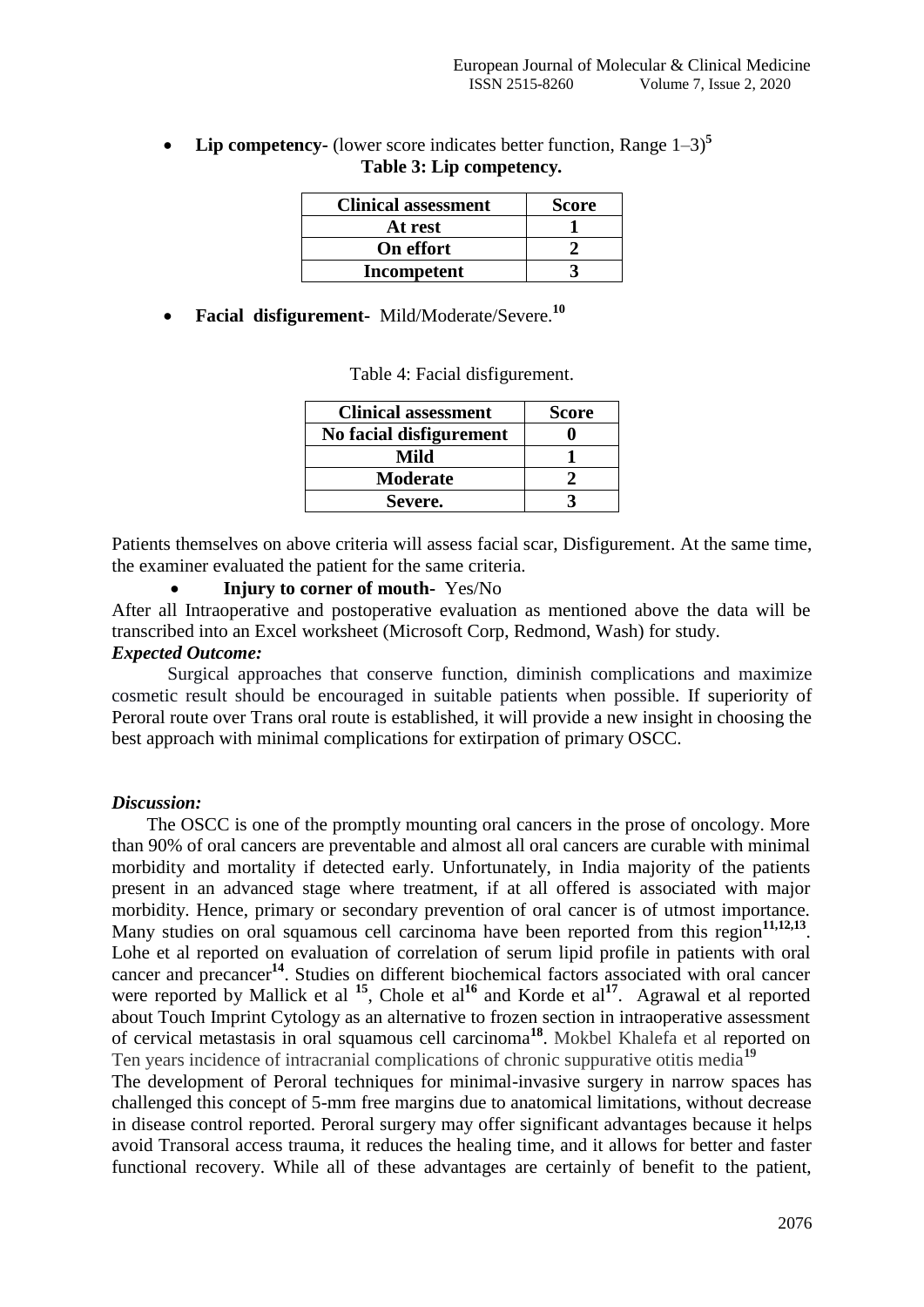- **Lip competency-** (lower score indicates better function, Range 1–3)[5]

**Table 3: Lip competency.**

| Clinical assessment | Score |
|---|---|
| At rest | 1 |
| On effort | 2 |
| Incompetent | 3 |

- **Facial disfigurement-** Mild/Moderate/Severe.[10]

Table 4: Facial disfigurement.

| Clinical assessment | Score |
|---|---|
| No facial disfigurement | 0 |
| Mild | 1 |
| Moderate | 2 |
| Severe. | 3 |

Patients themselves on above criteria will assess facial scar, Disfigurement. At the same time, the examiner evaluated the patient for the same criteria.

- **Injury to corner of mouth-** Yes/No

After all Intraoperative and postoperative evaluation as mentioned above the data will be transcribed into an Excel worksheet (Microsoft Corp, Redmond, Wash) for study.

***Expected Outcome:***

Surgical approaches that conserve function, diminish complications and maximize cosmetic result should be encouraged in suitable patients when possible. If superiority of Peroral route over Trans oral route is established, it will provide a new insight in choosing the best approach with minimal complications for extirpation of primary OSCC.

***Discussion:***

The OSCC is one of the promptly mounting oral cancers in the prose of oncology. More than 90% of oral cancers are preventable and almost all oral cancers are curable with minimal morbidity and mortality if detected early. Unfortunately, in India majority of the patients present in an advanced stage where treatment, if at all offered is associated with major morbidity. Hence, primary or secondary prevention of oral cancer is of utmost importance. Many studies on oral squamous cell carcinoma have been reported from this region[11,12,13]. Lohe et al reported on evaluation of correlation of serum lipid profile in patients with oral cancer and precancer[14]. Studies on different biochemical factors associated with oral cancer were reported by Mallick et al [15], Chole et al[16] and Korde et al[17]. Agrawal et al reported about Touch Imprint Cytology as an alternative to frozen section in intraoperative assessment of cervical metastasis in oral squamous cell carcinoma[18]. Mokbel Khalefa et al reported on Ten years incidence of intracranial complications of chronic suppurative otitis media[19]

The development of Peroral techniques for minimal-invasive surgery in narrow spaces has challenged this concept of 5-mm free margins due to anatomical limitations, without decrease in disease control reported. Peroral surgery may offer significant advantages because it helps avoid Transoral access trauma, it reduces the healing time, and it allows for better and faster functional recovery. While all of these advantages are certainly of benefit to the patient,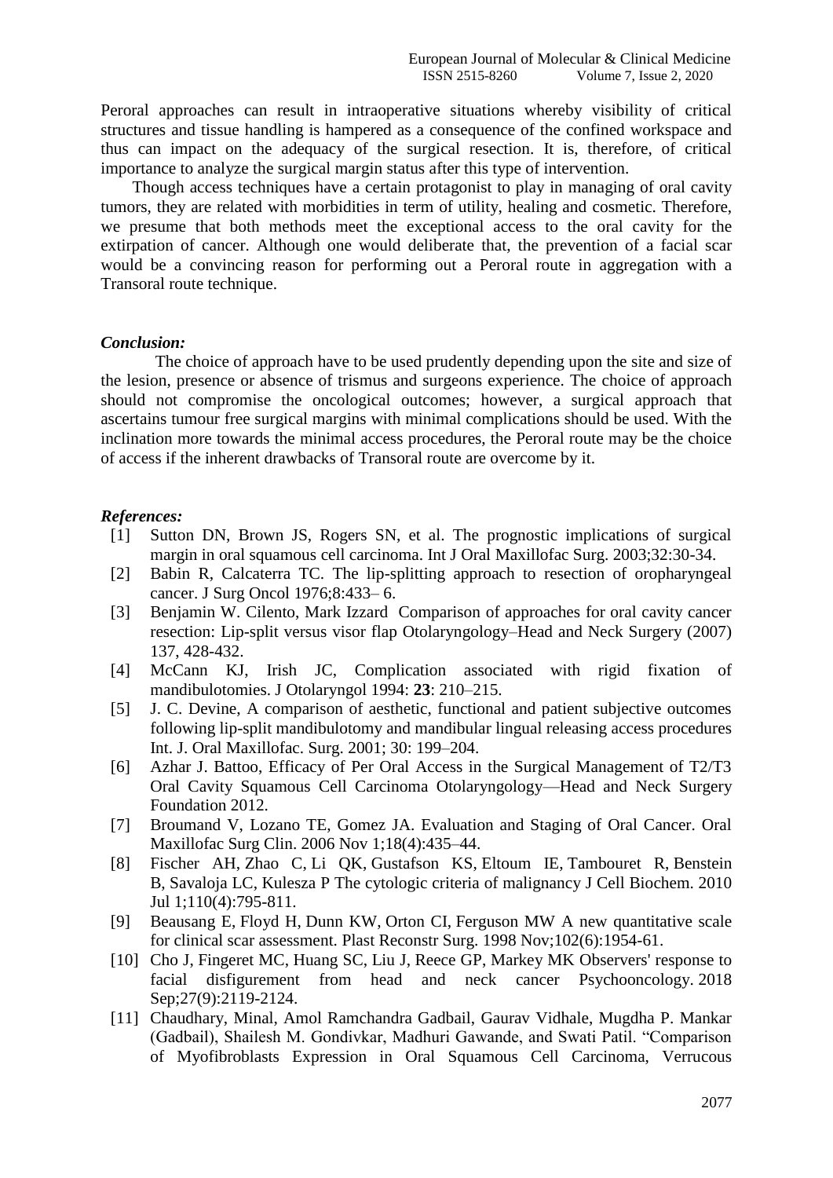Peroral approaches can result in intraoperative situations whereby visibility of critical structures and tissue handling is hampered as a consequence of the confined workspace and thus can impact on the adequacy of the surgical resection. It is, therefore, of critical importance to analyze the surgical margin status after this type of intervention.

Though access techniques have a certain protagonist to play in managing of oral cavity tumors, they are related with morbidities in term of utility, healing and cosmetic. Therefore, we presume that both methods meet the exceptional access to the oral cavity for the extirpation of cancer. Although one would deliberate that, the prevention of a facial scar would be a convincing reason for performing out a Peroral route in aggregation with a Transoral route technique.

### *Conclusion:*

The choice of approach have to be used prudently depending upon the site and size of the lesion, presence or absence of trismus and surgeons experience. The choice of approach should not compromise the oncological outcomes; however, a surgical approach that ascertains tumour free surgical margins with minimal complications should be used. With the inclination more towards the minimal access procedures, the Peroral route may be the choice of access if the inherent drawbacks of Transoral route are overcome by it.

### *References:*

[1] Sutton DN, Brown JS, Rogers SN, et al. The prognostic implications of surgical margin in oral squamous cell carcinoma. Int J Oral Maxillofac Surg. 2003;32:30-34.

[2] Babin R, Calcaterra TC. The lip-splitting approach to resection of oropharyngeal cancer. J Surg Oncol 1976;8:433– 6.

[3] Benjamin W. Cilento, Mark Izzard Comparison of approaches for oral cavity cancer resection: Lip-split versus visor flap Otolaryngology–Head and Neck Surgery (2007) 137, 428-432.

[4] McCann KJ, Irish JC, Complication associated with rigid fixation of mandibulotomies. J Otolaryngol 1994: **23**: 210–215.

[5] J. C. Devine, A comparison of aesthetic, functional and patient subjective outcomes following lip-split mandibulotomy and mandibular lingual releasing access procedures Int. J. Oral Maxillofac. Surg. 2001; 30: 199–204.

[6] Azhar J. Battoo, Efficacy of Per Oral Access in the Surgical Management of T2/T3 Oral Cavity Squamous Cell Carcinoma Otolaryngology—Head and Neck Surgery Foundation 2012.

[7] Broumand V, Lozano TE, Gomez JA. Evaluation and Staging of Oral Cancer. Oral Maxillofac Surg Clin. 2006 Nov 1;18(4):435–44.

[8] Fischer AH, Zhao C, Li QK, Gustafson KS, Eltoum IE, Tambouret R, Benstein B, Savaloja LC, Kulesza P The cytologic criteria of malignancy J Cell Biochem. 2010 Jul 1;110(4):795-811.

[9] Beausang E, Floyd H, Dunn KW, Orton CI, Ferguson MW A new quantitative scale for clinical scar assessment. Plast Reconstr Surg. 1998 Nov;102(6):1954-61.

[10] Cho J, Fingeret MC, Huang SC, Liu J, Reece GP, Markey MK Observers' response to facial disfigurement from head and neck cancer Psychooncology. 2018 Sep;27(9):2119-2124.

[11] Chaudhary, Minal, Amol Ramchandra Gadbail, Gaurav Vidhale, Mugdha P. Mankar (Gadbail), Shailesh M. Gondivkar, Madhuri Gawande, and Swati Patil. "Comparison of Myofibroblasts Expression in Oral Squamous Cell Carcinoma, Verrucous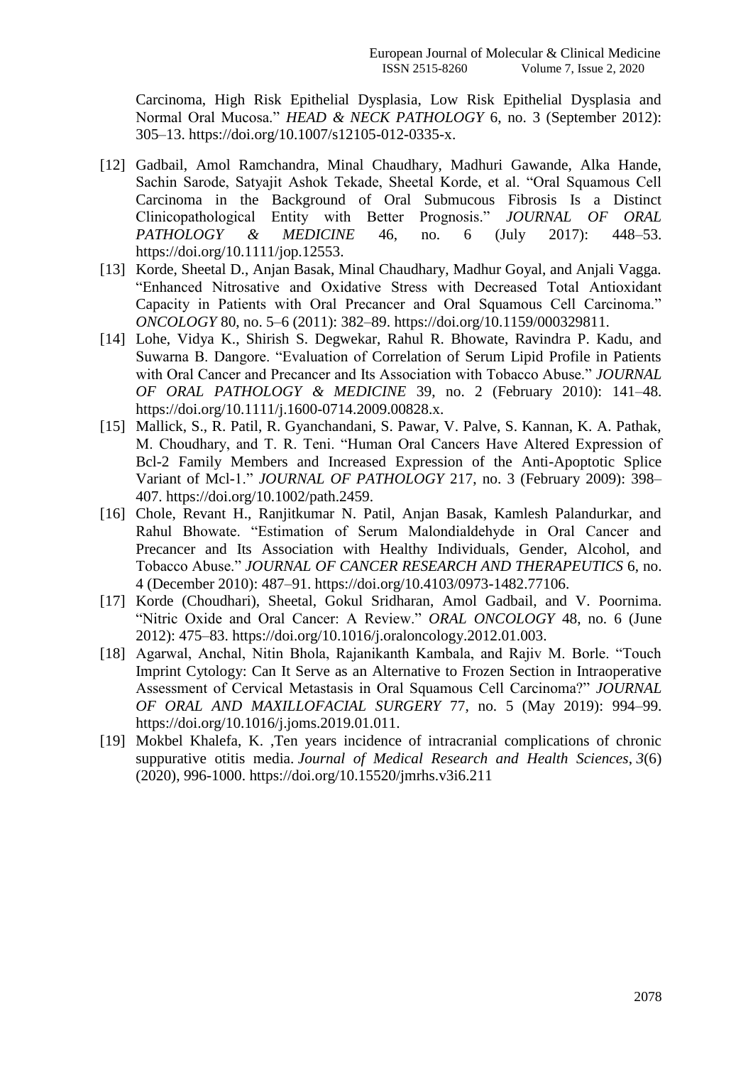Carcinoma, High Risk Epithelial Dysplasia, Low Risk Epithelial Dysplasia and Normal Oral Mucosa." *HEAD & NECK PATHOLOGY* 6, no. 3 (September 2012): 305–13. https://doi.org/10.1007/s12105-012-0335-x.

[12] Gadbail, Amol Ramchandra, Minal Chaudhary, Madhuri Gawande, Alka Hande, Sachin Sarode, Satyajit Ashok Tekade, Sheetal Korde, et al. "Oral Squamous Cell Carcinoma in the Background of Oral Submucous Fibrosis Is a Distinct Clinicopathological Entity with Better Prognosis." *JOURNAL OF ORAL PATHOLOGY & MEDICINE* 46, no. 6 (July 2017): 448–53. https://doi.org/10.1111/jop.12553.

[13] Korde, Sheetal D., Anjan Basak, Minal Chaudhary, Madhur Goyal, and Anjali Vagga. "Enhanced Nitrosative and Oxidative Stress with Decreased Total Antioxidant Capacity in Patients with Oral Precancer and Oral Squamous Cell Carcinoma." *ONCOLOGY* 80, no. 5–6 (2011): 382–89. https://doi.org/10.1159/000329811.

[14] Lohe, Vidya K., Shirish S. Degwekar, Rahul R. Bhowate, Ravindra P. Kadu, and Suwarna B. Dangore. "Evaluation of Correlation of Serum Lipid Profile in Patients with Oral Cancer and Precancer and Its Association with Tobacco Abuse." *JOURNAL OF ORAL PATHOLOGY & MEDICINE* 39, no. 2 (February 2010): 141–48. https://doi.org/10.1111/j.1600-0714.2009.00828.x.

[15] Mallick, S., R. Patil, R. Gyanchandani, S. Pawar, V. Palve, S. Kannan, K. A. Pathak, M. Choudhary, and T. R. Teni. "Human Oral Cancers Have Altered Expression of Bcl-2 Family Members and Increased Expression of the Anti-Apoptotic Splice Variant of Mcl-1." *JOURNAL OF PATHOLOGY* 217, no. 3 (February 2009): 398–407. https://doi.org/10.1002/path.2459.

[16] Chole, Revant H., Ranjitkumar N. Patil, Anjan Basak, Kamlesh Palandurkar, and Rahul Bhowate. "Estimation of Serum Malondialdehyde in Oral Cancer and Precancer and Its Association with Healthy Individuals, Gender, Alcohol, and Tobacco Abuse." *JOURNAL OF CANCER RESEARCH AND THERAPEUTICS* 6, no. 4 (December 2010): 487–91. https://doi.org/10.4103/0973-1482.77106.

[17] Korde (Choudhari), Sheetal, Gokul Sridharan, Amol Gadbail, and V. Poornima. "Nitric Oxide and Oral Cancer: A Review." *ORAL ONCOLOGY* 48, no. 6 (June 2012): 475–83. https://doi.org/10.1016/j.oraloncology.2012.01.003.

[18] Agarwal, Anchal, Nitin Bhola, Rajanikanth Kambala, and Rajiv M. Borle. "Touch Imprint Cytology: Can It Serve as an Alternative to Frozen Section in Intraoperative Assessment of Cervical Metastasis in Oral Squamous Cell Carcinoma?" *JOURNAL OF ORAL AND MAXILLOFACIAL SURGERY* 77, no. 5 (May 2019): 994–99. https://doi.org/10.1016/j.joms.2019.01.011.

[19] Mokbel Khalefa, K. ,Ten years incidence of intracranial complications of chronic suppurative otitis media. *Journal of Medical Research and Health Sciences*, *3*(6) (2020), 996-1000. https://doi.org/10.15520/jmrhs.v3i6.211